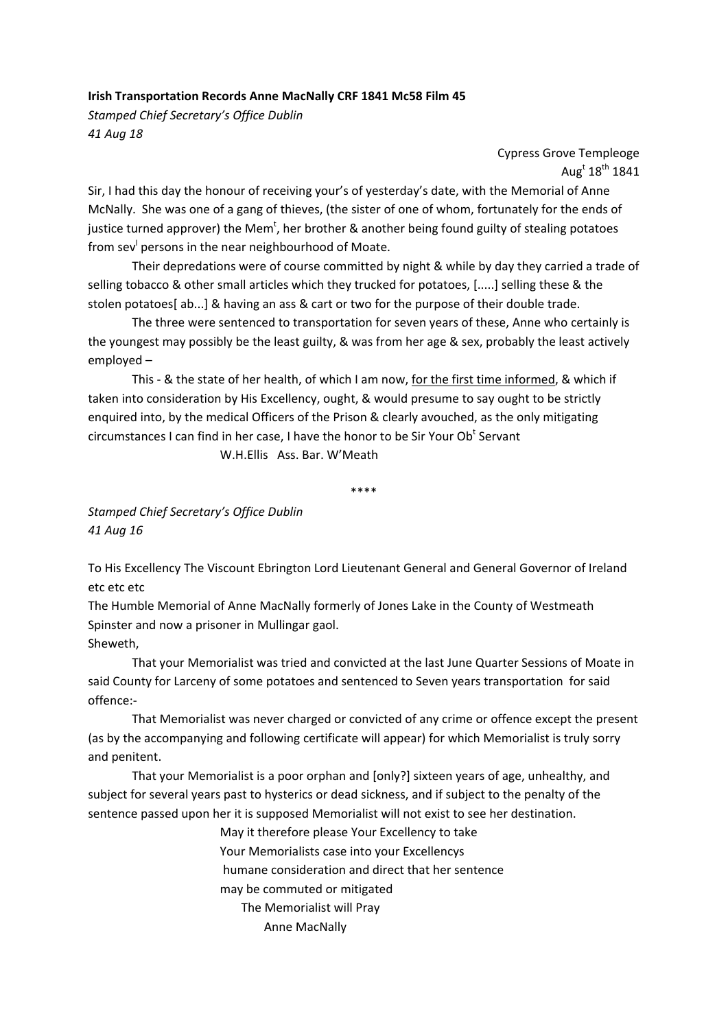**Irish Transportation Records Anne MacNally CRF 1841 Mc58 Film 45**

*Stamped Chief Secretary's Office Dublin*
*41 Aug 18*

Cypress Grove Templeoge
Aug[t] 18[th] 1841

Sir, I had this day the honour of receiving your's of yesterday's date, with the Memorial of Anne McNally. She was one of a gang of thieves, (the sister of one of whom, fortunately for the ends of justice turned approver) the Mem[t], her brother & another being found guilty of stealing potatoes from sev[l] persons in the near neighbourhood of Moate.

Their depredations were of course committed by night & while by day they carried a trade of selling tobacco & other small articles which they trucked for potatoes, [.....] selling these & the stolen potatoes[ ab...] & having an ass & cart or two for the purpose of their double trade.

The three were sentenced to transportation for seven years of these, Anne who certainly is the youngest may possibly be the least guilty, & was from her age & sex, probably the least actively employed –

This - & the state of her health, of which I am now, for the first time informed, & which if taken into consideration by His Excellency, ought, & would presume to say ought to be strictly enquired into, by the medical Officers of the Prison & clearly avouched, as the only mitigating circumstances I can find in her case, I have the honor to be Sir Your Ob[t] Servant

W.H.Ellis Ass. Bar. W'Meath

\*\*\*\*

*Stamped Chief Secretary's Office Dublin*
*41 Aug 16*

To His Excellency The Viscount Ebrington Lord Lieutenant General and General Governor of Ireland etc etc etc

The Humble Memorial of Anne MacNally formerly of Jones Lake in the County of Westmeath Spinster and now a prisoner in Mullingar gaol.

Sheweth,

That your Memorialist was tried and convicted at the last June Quarter Sessions of Moate in said County for Larceny of some potatoes and sentenced to Seven years transportation for said offence:-

That Memorialist was never charged or convicted of any crime or offence except the present (as by the accompanying and following certificate will appear) for which Memorialist is truly sorry and penitent.

That your Memorialist is a poor orphan and [only?] sixteen years of age, unhealthy, and subject for several years past to hysterics or dead sickness, and if subject to the penalty of the sentence passed upon her it is supposed Memorialist will not exist to see her destination.

May it therefore please Your Excellency to take
Your Memorialists case into your Excellencys
humane consideration and direct that her sentence
may be commuted or mitigated

The Memorialist will Pray

Anne MacNally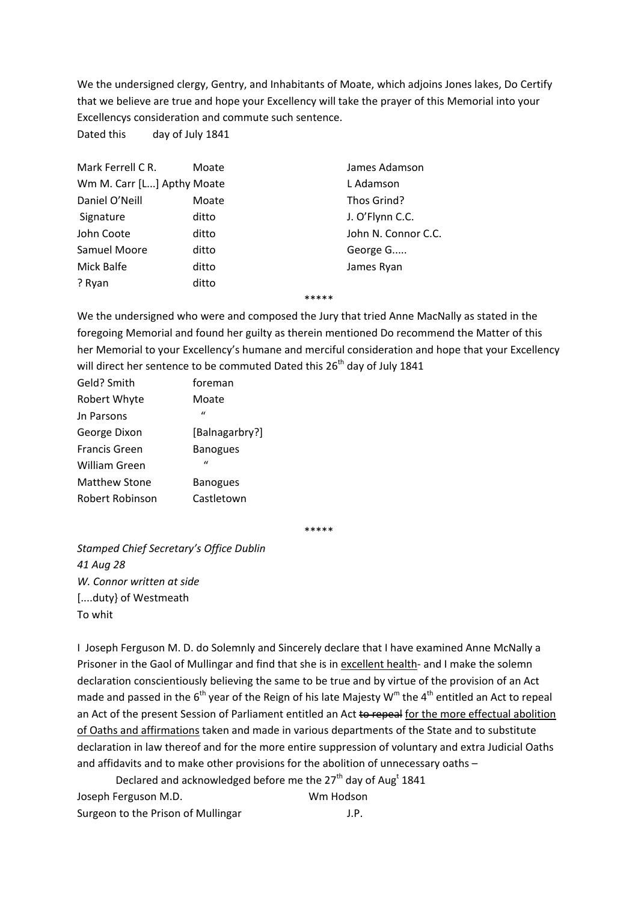We the undersigned clergy, Gentry, and Inhabitants of Moate, which adjoins Jones lakes, Do Certify that we believe are true and hope your Excellency will take the prayer of this Memorial into your Excellencys consideration and commute such sentence.

Dated this day of July 1841

| | | |
|---|---|---|
| Mark Ferrell C R. | Moate | James Adamson |
| Wm M. Carr [L...] Apthy | Moate | L Adamson |
| Daniel O'Neill | Moate | Thos Grind? |
| Signature | ditto | J. O'Flynn C.C. |
| John Coote | ditto | John N. Connor C.C. |
| Samuel Moore | ditto | George G..... |
| Mick Balfe | ditto | James Ryan |
| ? Ryan | ditto | |

\*\*\*\*\*

We the undersigned who were and composed the Jury that tried Anne MacNally as stated in the foregoing Memorial and found her guilty as therein mentioned Do recommend the Matter of this her Memorial to your Excellency's humane and merciful consideration and hope that your Excellency will direct her sentence to be commuted Dated this 26th day of July 1841

| | |
|---|---|
| Geld? Smith | foreman |
| Robert Whyte | Moate |
| Jn Parsons | " |
| George Dixon | [Balnagarbry?] |
| Francis Green | Banogues |
| William Green | " |
| Matthew Stone | Banogues |
| Robert Robinson | Castletown |

\*\*\*\*\*

*Stamped Chief Secretary's Office Dublin*
*41 Aug 28*
*W. Connor written at side*
[....duty} of Westmeath
To whit

I Joseph Ferguson M. D. do Solemnly and Sincerely declare that I have examined Anne McNally a Prisoner in the Gaol of Mullingar and find that she is in <u>excellent health</u>- and I make the solemn declaration conscientiously believing the same to be true and by virtue of the provision of an Act made and passed in the 6th year of the Reign of his late Majesty Wm the 4th entitled an Act to repeal an Act of the present Session of Parliament entitled an Act ~~to repeal~~ <u>for the more effectual abolition of Oaths and affirmations</u> taken and made in various departments of the State and to substitute declaration in law thereof and for the more entire suppression of voluntary and extra Judicial Oaths and affidavits and to make other provisions for the abolition of unnecessary oaths –

Declared and acknowledged before me the 27th day of Augt 1841

Joseph Ferguson M.D. Wm Hodson
Surgeon to the Prison of Mullingar J.P.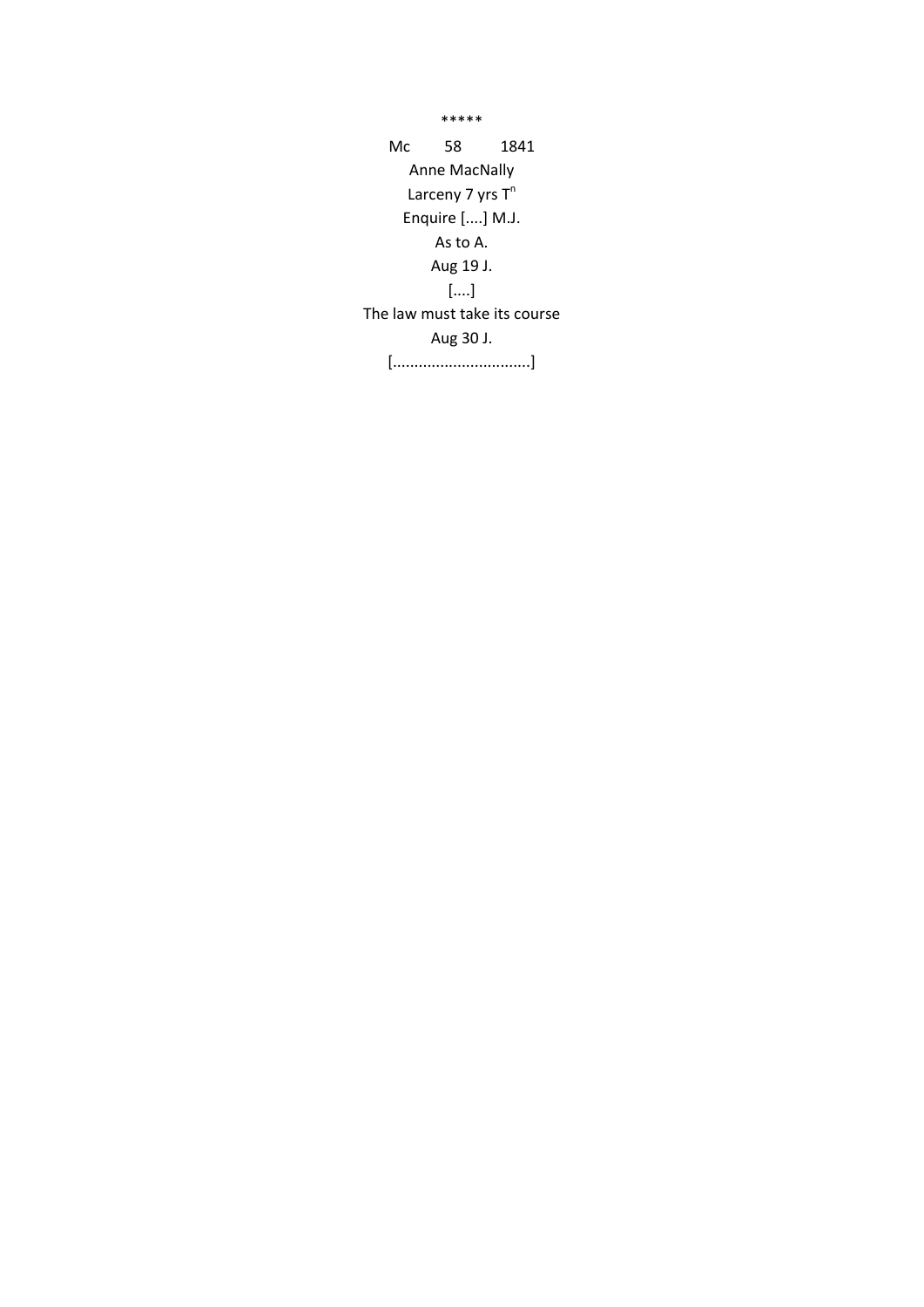\*\*\*\*\*

Mc 58 1841

Anne MacNally

Larceny 7 yrs $T^n$

Enquire [....] M.J.

As to A.

Aug 19 J.

[....]

The law must take its course

Aug 30 J.

[................................]